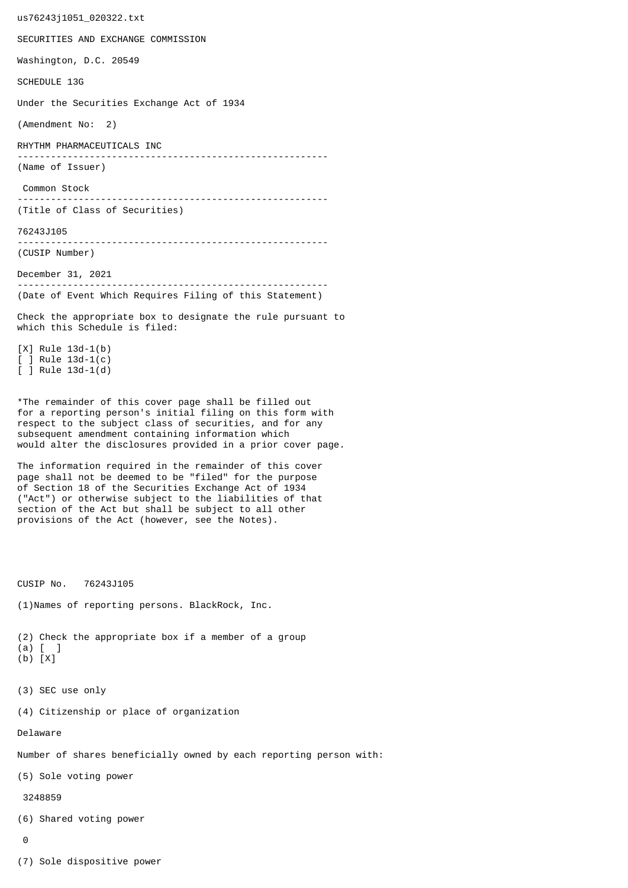us76243j1051_020322.txt

SECURITIES AND EXCHANGE COMMISSION

Washington, D.C. 20549

SCHEDULE 13G

Under the Securities Exchange Act of 1934

(Amendment No: 2)

RHYTHM PHARMACEUTICALS INC

--------------------------------------------------------

(Name of Issuer)

Common Stock

--------------------------------------------------------

(Title of Class of Securities)

76243J105

--------------------------------------------------------

(CUSIP Number)

December 31, 2021

--------------------------------------------------------

(Date of Event Which Requires Filing of this Statement)

Check the appropriate box to designate the rule pursuant to which this Schedule is filed:

[X] Rule 13d-1(b)
[ ] Rule 13d-1(c)
[ ] Rule 13d-1(d)

*The remainder of this cover page shall be filled out for a reporting person's initial filing on this form with respect to the subject class of securities, and for any subsequent amendment containing information which would alter the disclosures provided in a prior cover page.

The information required in the remainder of this cover page shall not be deemed to be "filed" for the purpose of Section 18 of the Securities Exchange Act of 1934 ("Act") or otherwise subject to the liabilities of that section of the Act but shall be subject to all other provisions of the Act (however, see the Notes).

CUSIP No. 76243J105

(1)Names of reporting persons. BlackRock, Inc.

(2) Check the appropriate box if a member of a group
(a) [ ]
(b) [X]

(3) SEC use only

(4) Citizenship or place of organization

Delaware

Number of shares beneficially owned by each reporting person with:

(5) Sole voting power

3248859

(6) Shared voting power

0

(7) Sole dispositive power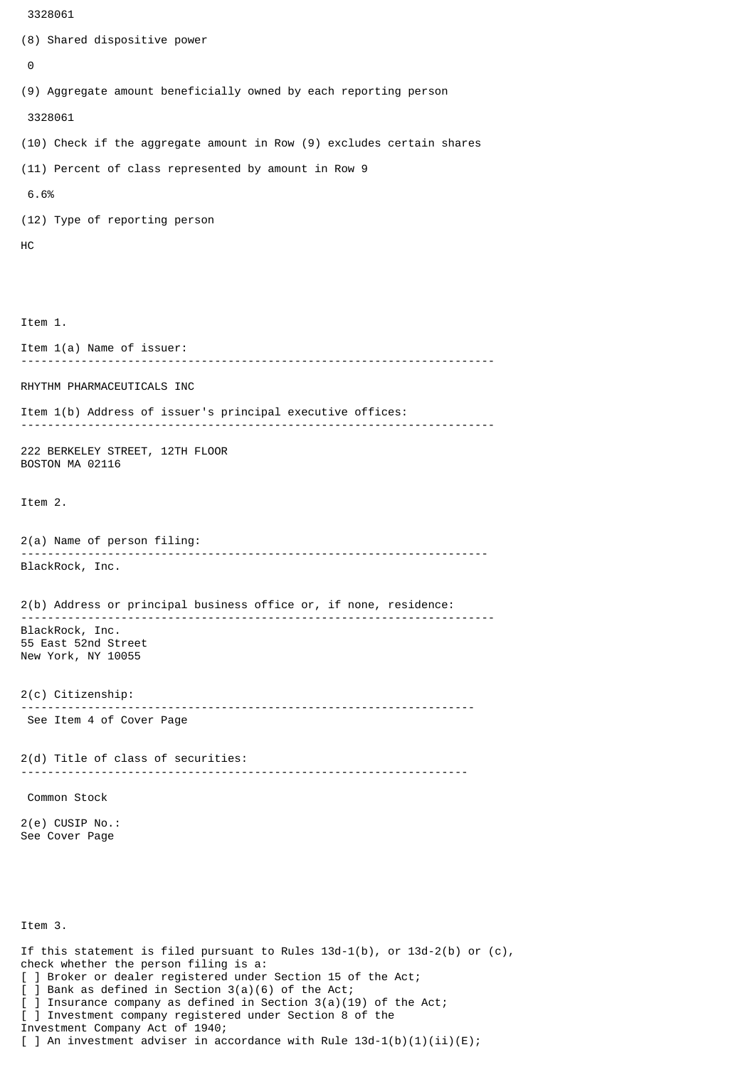3328061

(8) Shared dispositive power

0

(9) Aggregate amount beneficially owned by each reporting person

3328061

(10) Check if the aggregate amount in Row (9) excludes certain shares

(11) Percent of class represented by amount in Row 9

6.6%

(12) Type of reporting person

HC

Item 1.

Item 1(a) Name of issuer:

---

RHYTHM PHARMACEUTICALS INC

Item 1(b) Address of issuer's principal executive offices:

---

222 BERKELEY STREET, 12TH FLOOR
BOSTON MA 02116

Item 2.

2(a) Name of person filing:

---

BlackRock, Inc.

2(b) Address or principal business office or, if none, residence:

---

BlackRock, Inc.
55 East 52nd Street
New York, NY 10055

2(c) Citizenship:

---

See Item 4 of Cover Page

2(d) Title of class of securities:

---

Common Stock

2(e) CUSIP No.:
See Cover Page

Item 3.

If this statement is filed pursuant to Rules 13d-1(b), or 13d-2(b) or (c), check whether the person filing is a:
[ ] Broker or dealer registered under Section 15 of the Act;
[ ] Bank as defined in Section 3(a)(6) of the Act;
[ ] Insurance company as defined in Section 3(a)(19) of the Act;
[ ] Investment company registered under Section 8 of the Investment Company Act of 1940;
[ ] An investment adviser in accordance with Rule 13d-1(b)(1)(ii)(E);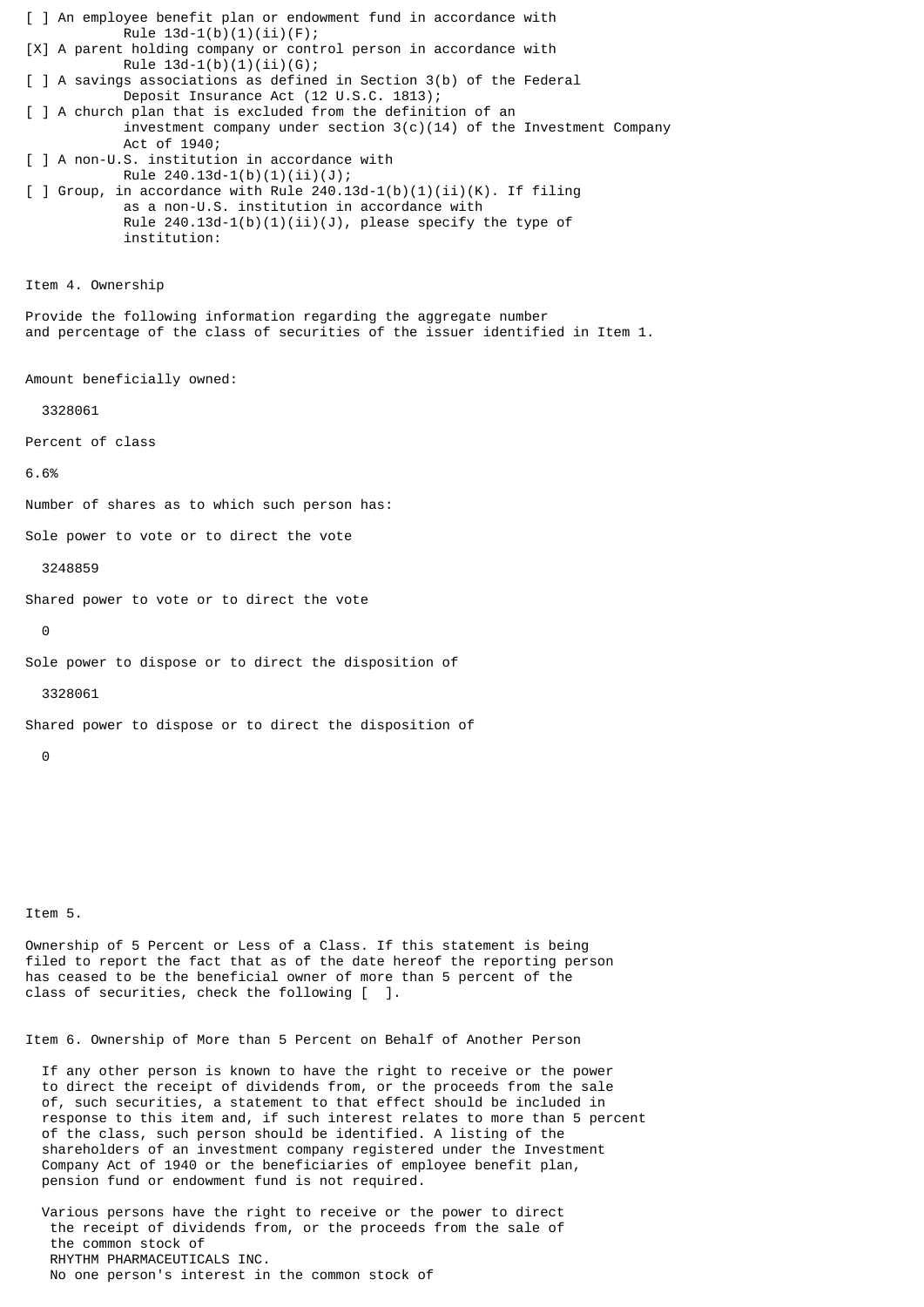[ ] An employee benefit plan or endowment fund in accordance with Rule 13d-1(b)(1)(ii)(F);

[X] A parent holding company or control person in accordance with Rule 13d-1(b)(1)(ii)(G);

[ ] A savings associations as defined in Section 3(b) of the Federal Deposit Insurance Act (12 U.S.C. 1813);

[ ] A church plan that is excluded from the definition of an investment company under section 3(c)(14) of the Investment Company Act of 1940;

[ ] A non-U.S. institution in accordance with Rule 240.13d-1(b)(1)(ii)(J);

[ ] Group, in accordance with Rule 240.13d-1(b)(1)(ii)(K). If filing as a non-U.S. institution in accordance with Rule 240.13d-1(b)(1)(ii)(J), please specify the type of institution:

Item 4. Ownership

Provide the following information regarding the aggregate number and percentage of the class of securities of the issuer identified in Item 1.

Amount beneficially owned:

3328061

Percent of class

6.6%

Number of shares as to which such person has:

Sole power to vote or to direct the vote

3248859

Shared power to vote or to direct the vote

0

Sole power to dispose or to direct the disposition of

3328061

Shared power to dispose or to direct the disposition of

0

Item 5.

Ownership of 5 Percent or Less of a Class. If this statement is being filed to report the fact that as of the date hereof the reporting person has ceased to be the beneficial owner of more than 5 percent of the class of securities, check the following [ ].

Item 6. Ownership of More than 5 Percent on Behalf of Another Person

If any other person is known to have the right to receive or the power to direct the receipt of dividends from, or the proceeds from the sale of, such securities, a statement to that effect should be included in response to this item and, if such interest relates to more than 5 percent of the class, such person should be identified. A listing of the shareholders of an investment company registered under the Investment Company Act of 1940 or the beneficiaries of employee benefit plan, pension fund or endowment fund is not required.

Various persons have the right to receive or the power to direct the receipt of dividends from, or the proceeds from the sale of the common stock of RHYTHM PHARMACEUTICALS INC. No one person's interest in the common stock of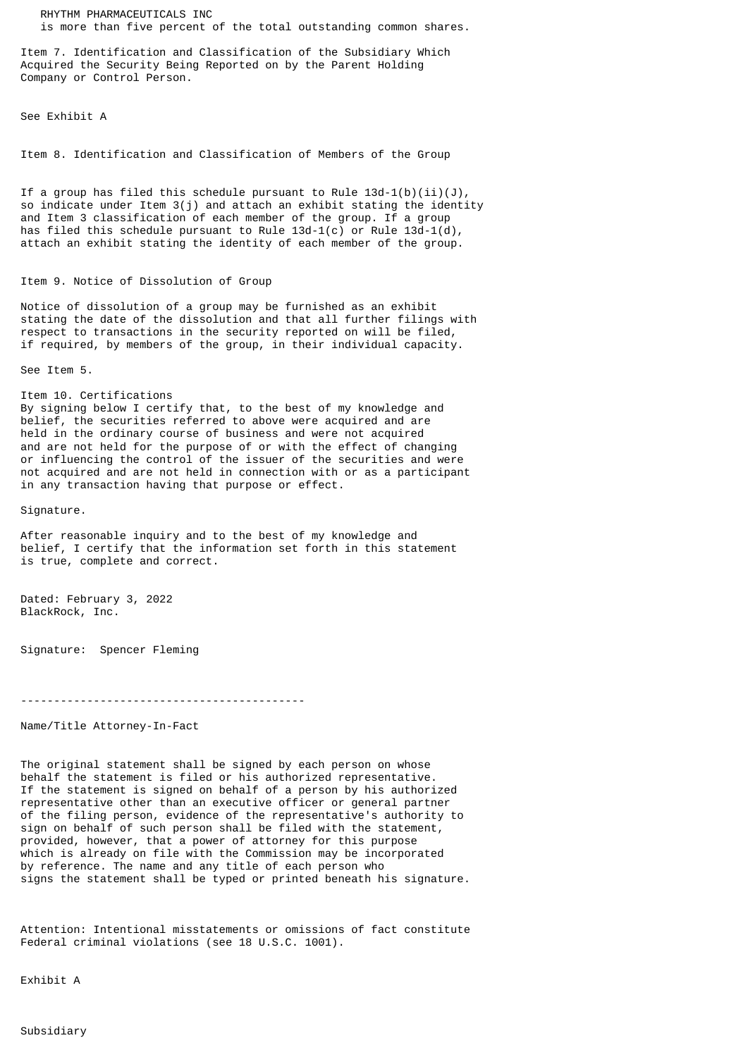RHYTHM PHARMACEUTICALS INC
is more than five percent of the total outstanding common shares.

Item 7. Identification and Classification of the Subsidiary Which Acquired the Security Being Reported on by the Parent Holding Company or Control Person.

See Exhibit A

Item 8. Identification and Classification of Members of the Group

If a group has filed this schedule pursuant to Rule 13d-1(b)(ii)(J), so indicate under Item 3(j) and attach an exhibit stating the identity and Item 3 classification of each member of the group. If a group has filed this schedule pursuant to Rule 13d-1(c) or Rule 13d-1(d), attach an exhibit stating the identity of each member of the group.

Item 9. Notice of Dissolution of Group

Notice of dissolution of a group may be furnished as an exhibit stating the date of the dissolution and that all further filings with respect to transactions in the security reported on will be filed, if required, by members of the group, in their individual capacity.

See Item 5.

Item 10. Certifications
By signing below I certify that, to the best of my knowledge and belief, the securities referred to above were acquired and are held in the ordinary course of business and were not acquired and are not held for the purpose of or with the effect of changing or influencing the control of the issuer of the securities and were not acquired and are not held in connection with or as a participant in any transaction having that purpose or effect.

Signature.

After reasonable inquiry and to the best of my knowledge and belief, I certify that the information set forth in this statement is true, complete and correct.

Dated: February 3, 2022
BlackRock, Inc.

Signature: Spencer Fleming

-------------------------------------------

Name/Title Attorney-In-Fact

The original statement shall be signed by each person on whose behalf the statement is filed or his authorized representative. If the statement is signed on behalf of a person by his authorized representative other than an executive officer or general partner of the filing person, evidence of the representative's authority to sign on behalf of such person shall be filed with the statement, provided, however, that a power of attorney for this purpose which is already on file with the Commission may be incorporated by reference. The name and any title of each person who signs the statement shall be typed or printed beneath his signature.

Attention: Intentional misstatements or omissions of fact constitute Federal criminal violations (see 18 U.S.C. 1001).

Exhibit A

Subsidiary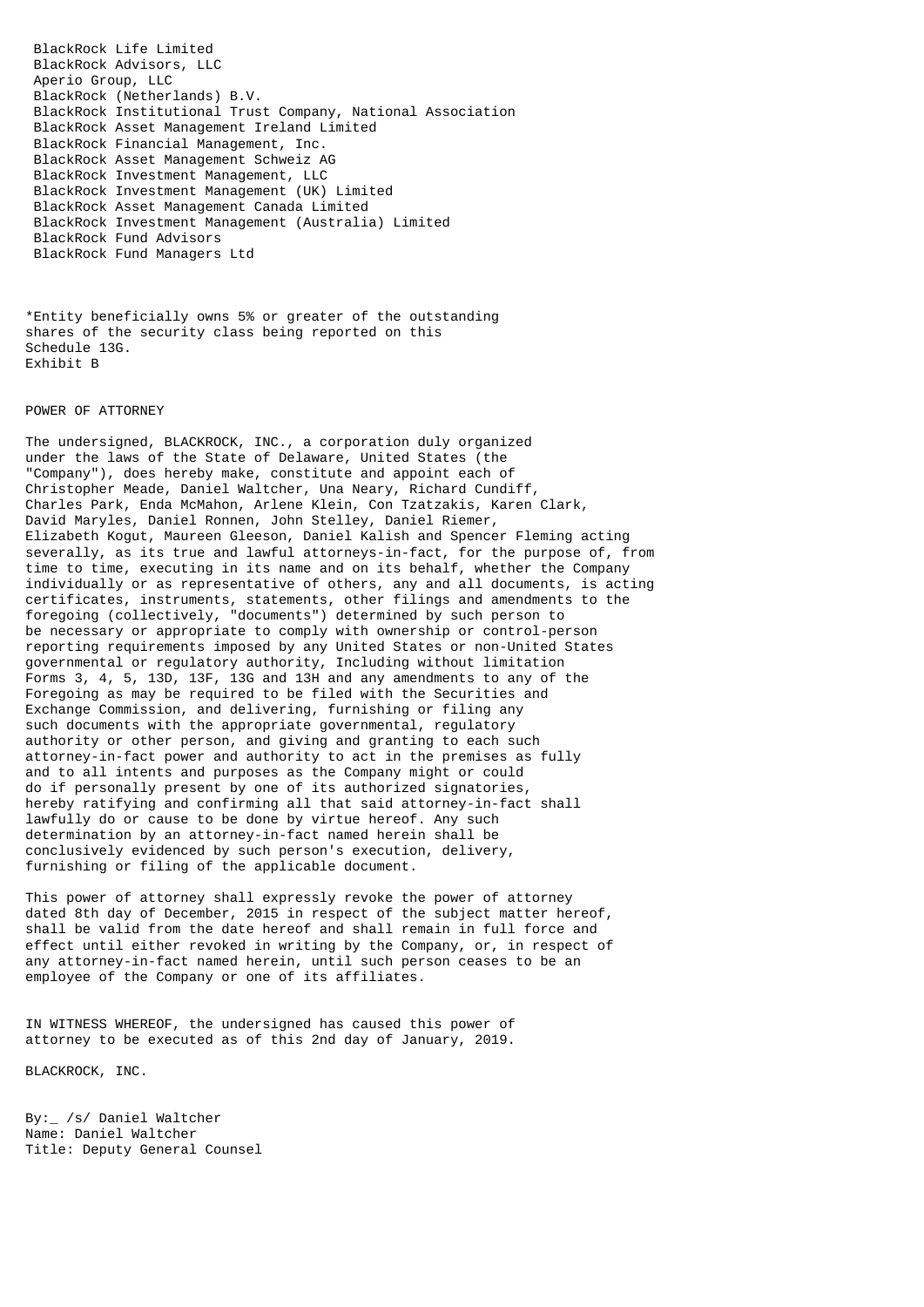BlackRock Life Limited
BlackRock Advisors, LLC
Aperio Group, LLC
BlackRock (Netherlands) B.V.
BlackRock Institutional Trust Company, National Association
BlackRock Asset Management Ireland Limited
BlackRock Financial Management, Inc.
BlackRock Asset Management Schweiz AG
BlackRock Investment Management, LLC
BlackRock Investment Management (UK) Limited
BlackRock Asset Management Canada Limited
BlackRock Investment Management (Australia) Limited
BlackRock Fund Advisors
BlackRock Fund Managers Ltd

*Entity beneficially owns 5% or greater of the outstanding shares of the security class being reported on this Schedule 13G.

Exhibit B

POWER OF ATTORNEY

The undersigned, BLACKROCK, INC., a corporation duly organized under the laws of the State of Delaware, United States (the "Company"), does hereby make, constitute and appoint each of Christopher Meade, Daniel Waltcher, Una Neary, Richard Cundiff, Charles Park, Enda McMahon, Arlene Klein, Con Tzatzakis, Karen Clark, David Maryles, Daniel Ronnen, John Stelley, Daniel Riemer, Elizabeth Kogut, Maureen Gleeson, Daniel Kalish and Spencer Fleming acting severally, as its true and lawful attorneys-in-fact, for the purpose of, from time to time, executing in its name and on its behalf, whether the Company individually or as representative of others, any and all documents, is acting certificates, instruments, statements, other filings and amendments to the foregoing (collectively, "documents") determined by such person to be necessary or appropriate to comply with ownership or control-person reporting requirements imposed by any United States or non-United States governmental or regulatory authority, Including without limitation Forms 3, 4, 5, 13D, 13F, 13G and 13H and any amendments to any of the Foregoing as may be required to be filed with the Securities and Exchange Commission, and delivering, furnishing or filing any such documents with the appropriate governmental, regulatory authority or other person, and giving and granting to each such attorney-in-fact power and authority to act in the premises as fully and to all intents and purposes as the Company might or could do if personally present by one of its authorized signatories, hereby ratifying and confirming all that said attorney-in-fact shall lawfully do or cause to be done by virtue hereof. Any such determination by an attorney-in-fact named herein shall be conclusively evidenced by such person's execution, delivery, furnishing or filing of the applicable document.

This power of attorney shall expressly revoke the power of attorney dated 8th day of December, 2015 in respect of the subject matter hereof, shall be valid from the date hereof and shall remain in full force and effect until either revoked in writing by the Company, or, in respect of any attorney-in-fact named herein, until such person ceases to be an employee of the Company or one of its affiliates.

IN WITNESS WHEREOF, the undersigned has caused this power of attorney to be executed as of this 2nd day of January, 2019.

BLACKROCK, INC.

By:_ /s/ Daniel Waltcher
Name: Daniel Waltcher
Title: Deputy General Counsel